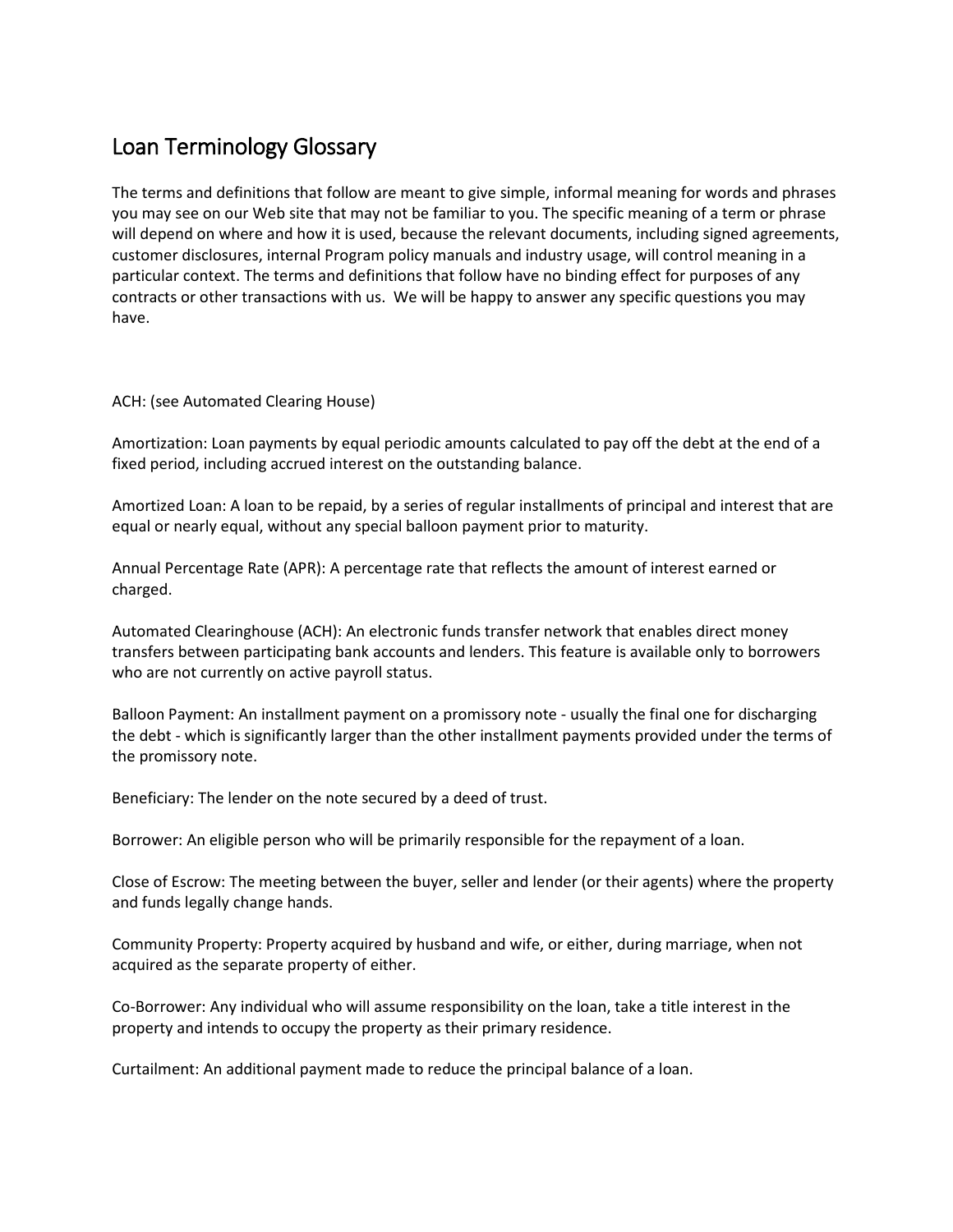# Loan Terminology Glossary

The terms and definitions that follow are meant to give simple, informal meaning for words and phrases you may see on our Web site that may not be familiar to you. The specific meaning of a term or phrase will depend on where and how it is used, because the relevant documents, including signed agreements, customer disclosures, internal Program policy manuals and industry usage, will control meaning in a particular context. The terms and definitions that follow have no binding effect for purposes of any contracts or other transactions with us. We will be happy to answer any specific questions you may have.

ACH: (see Automated Clearing House)

Amortization: Loan payments by equal periodic amounts calculated to pay off the debt at the end of a fixed period, including accrued interest on the outstanding balance.

Amortized Loan: A loan to be repaid, by a series of regular installments of principal and interest that are equal or nearly equal, without any special balloon payment prior to maturity.

Annual Percentage Rate (APR): A percentage rate that reflects the amount of interest earned or charged.

Automated Clearinghouse (ACH): An electronic funds transfer network that enables direct money transfers between participating bank accounts and lenders. This feature is available only to borrowers who are not currently on active payroll status.

Balloon Payment: An installment payment on a promissory note - usually the final one for discharging the debt - which is significantly larger than the other installment payments provided under the terms of the promissory note.

Beneficiary: The lender on the note secured by a deed of trust.

Borrower: An eligible person who will be primarily responsible for the repayment of a loan.

Close of Escrow: The meeting between the buyer, seller and lender (or their agents) where the property and funds legally change hands.

Community Property: Property acquired by husband and wife, or either, during marriage, when not acquired as the separate property of either.

Co-Borrower: Any individual who will assume responsibility on the loan, take a title interest in the property and intends to occupy the property as their primary residence.

Curtailment: An additional payment made to reduce the principal balance of a loan.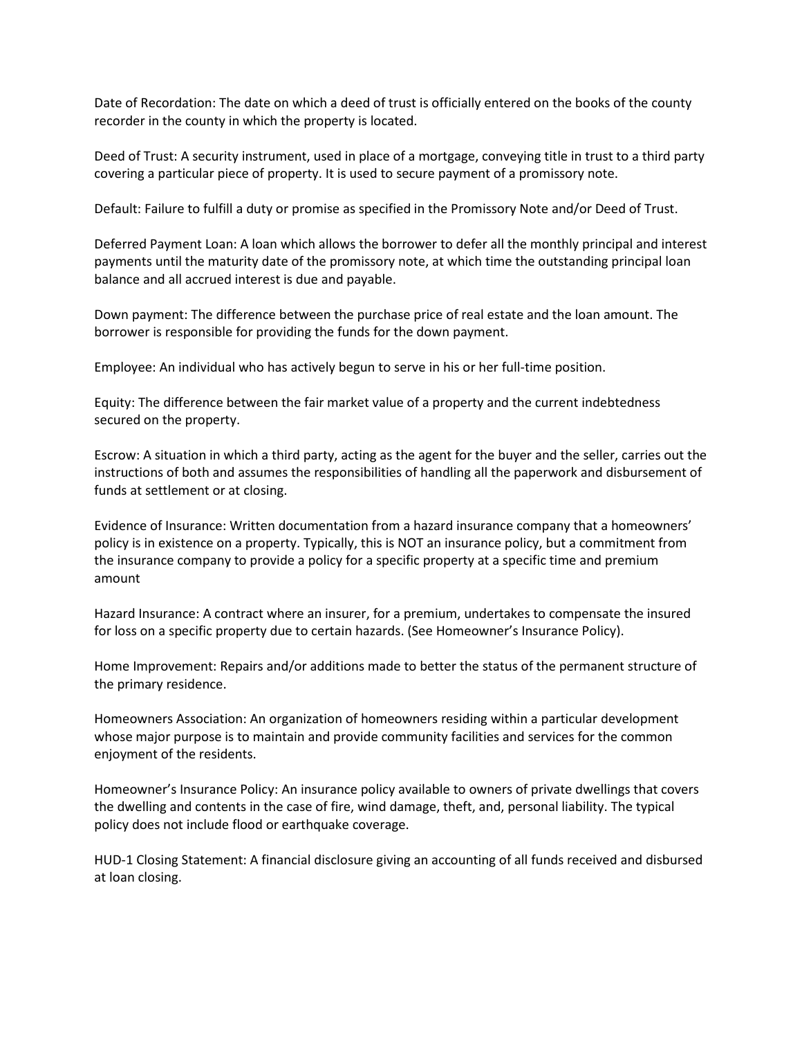Date of Recordation: The date on which a deed of trust is officially entered on the books of the county recorder in the county in which the property is located.

Deed of Trust: A security instrument, used in place of a mortgage, conveying title in trust to a third party covering a particular piece of property. It is used to secure payment of a promissory note.

Default: Failure to fulfill a duty or promise as specified in the Promissory Note and/or Deed of Trust.

Deferred Payment Loan: A loan which allows the borrower to defer all the monthly principal and interest payments until the maturity date of the promissory note, at which time the outstanding principal loan balance and all accrued interest is due and payable.

Down payment: The difference between the purchase price of real estate and the loan amount. The borrower is responsible for providing the funds for the down payment.

Employee: An individual who has actively begun to serve in his or her full-time position.

Equity: The difference between the fair market value of a property and the current indebtedness secured on the property.

Escrow: A situation in which a third party, acting as the agent for the buyer and the seller, carries out the instructions of both and assumes the responsibilities of handling all the paperwork and disbursement of funds at settlement or at closing.

Evidence of Insurance: Written documentation from a hazard insurance company that a homeowners' policy is in existence on a property. Typically, this is NOT an insurance policy, but a commitment from the insurance company to provide a policy for a specific property at a specific time and premium amount

Hazard Insurance: A contract where an insurer, for a premium, undertakes to compensate the insured for loss on a specific property due to certain hazards. (See Homeowner's Insurance Policy).

Home Improvement: Repairs and/or additions made to better the status of the permanent structure of the primary residence.

Homeowners Association: An organization of homeowners residing within a particular development whose major purpose is to maintain and provide community facilities and services for the common enjoyment of the residents.

Homeowner's Insurance Policy: An insurance policy available to owners of private dwellings that covers the dwelling and contents in the case of fire, wind damage, theft, and, personal liability. The typical policy does not include flood or earthquake coverage.

HUD-1 Closing Statement: A financial disclosure giving an accounting of all funds received and disbursed at loan closing.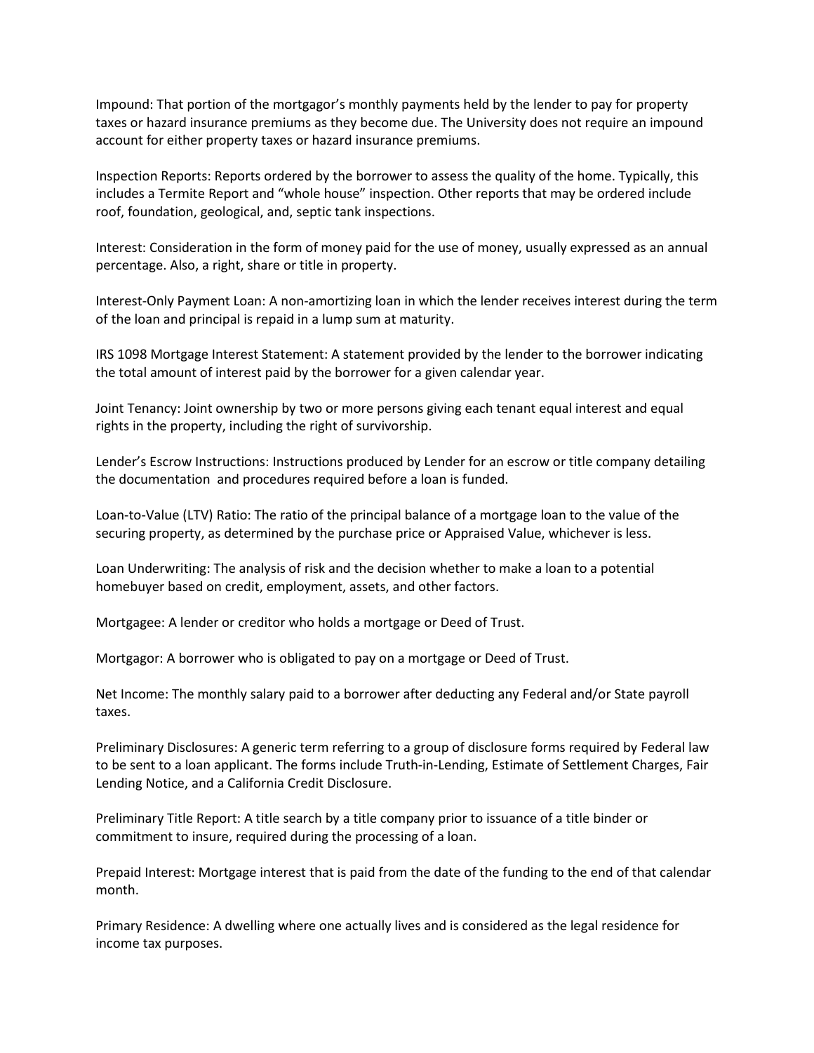Impound: That portion of the mortgagor's monthly payments held by the lender to pay for property taxes or hazard insurance premiums as they become due. The University does not require an impound account for either property taxes or hazard insurance premiums.

Inspection Reports: Reports ordered by the borrower to assess the quality of the home. Typically, this includes a Termite Report and "whole house" inspection. Other reports that may be ordered include roof, foundation, geological, and, septic tank inspections.

Interest: Consideration in the form of money paid for the use of money, usually expressed as an annual percentage. Also, a right, share or title in property.

Interest-Only Payment Loan: A non-amortizing loan in which the lender receives interest during the term of the loan and principal is repaid in a lump sum at maturity.

IRS 1098 Mortgage Interest Statement: A statement provided by the lender to the borrower indicating the total amount of interest paid by the borrower for a given calendar year.

Joint Tenancy: Joint ownership by two or more persons giving each tenant equal interest and equal rights in the property, including the right of survivorship.

Lender's Escrow Instructions: Instructions produced by Lender for an escrow or title company detailing the documentation and procedures required before a loan is funded.

Loan-to-Value (LTV) Ratio: The ratio of the principal balance of a mortgage loan to the value of the securing property, as determined by the purchase price or Appraised Value, whichever is less.

Loan Underwriting: The analysis of risk and the decision whether to make a loan to a potential homebuyer based on credit, employment, assets, and other factors.

Mortgagee: A lender or creditor who holds a mortgage or Deed of Trust.

Mortgagor: A borrower who is obligated to pay on a mortgage or Deed of Trust.

Net Income: The monthly salary paid to a borrower after deducting any Federal and/or State payroll taxes.

Preliminary Disclosures: A generic term referring to a group of disclosure forms required by Federal law to be sent to a loan applicant. The forms include Truth-in-Lending, Estimate of Settlement Charges, Fair Lending Notice, and a California Credit Disclosure.

Preliminary Title Report: A title search by a title company prior to issuance of a title binder or commitment to insure, required during the processing of a loan.

Prepaid Interest: Mortgage interest that is paid from the date of the funding to the end of that calendar month.

Primary Residence: A dwelling where one actually lives and is considered as the legal residence for income tax purposes.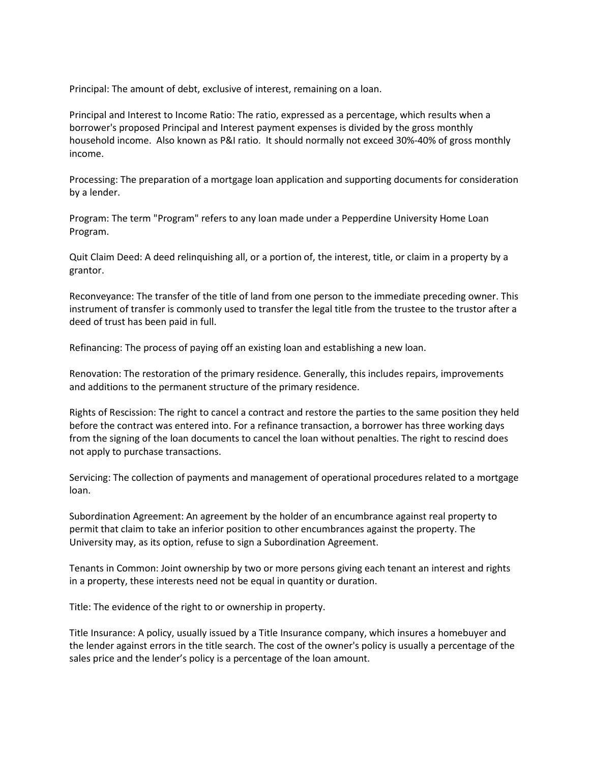Principal: The amount of debt, exclusive of interest, remaining on a loan.

Principal and Interest to Income Ratio: The ratio, expressed as a percentage, which results when a borrower's proposed Principal and Interest payment expenses is divided by the gross monthly household income. Also known as P&I ratio. It should normally not exceed 30%-40% of gross monthly income.

Processing: The preparation of a mortgage loan application and supporting documents for consideration by a lender.

Program: The term "Program" refers to any loan made under a Pepperdine University Home Loan Program.

Quit Claim Deed: A deed relinquishing all, or a portion of, the interest, title, or claim in a property by a grantor.

Reconveyance: The transfer of the title of land from one person to the immediate preceding owner. This instrument of transfer is commonly used to transfer the legal title from the trustee to the trustor after a deed of trust has been paid in full.

Refinancing: The process of paying off an existing loan and establishing a new loan.

Renovation: The restoration of the primary residence. Generally, this includes repairs, improvements and additions to the permanent structure of the primary residence.

Rights of Rescission: The right to cancel a contract and restore the parties to the same position they held before the contract was entered into. For a refinance transaction, a borrower has three working days from the signing of the loan documents to cancel the loan without penalties. The right to rescind does not apply to purchase transactions.

Servicing: The collection of payments and management of operational procedures related to a mortgage loan.

Subordination Agreement: An agreement by the holder of an encumbrance against real property to permit that claim to take an inferior position to other encumbrances against the property. The University may, as its option, refuse to sign a Subordination Agreement.

Tenants in Common: Joint ownership by two or more persons giving each tenant an interest and rights in a property, these interests need not be equal in quantity or duration.

Title: The evidence of the right to or ownership in property.

Title Insurance: A policy, usually issued by a Title Insurance company, which insures a homebuyer and the lender against errors in the title search. The cost of the owner's policy is usually a percentage of the sales price and the lender's policy is a percentage of the loan amount.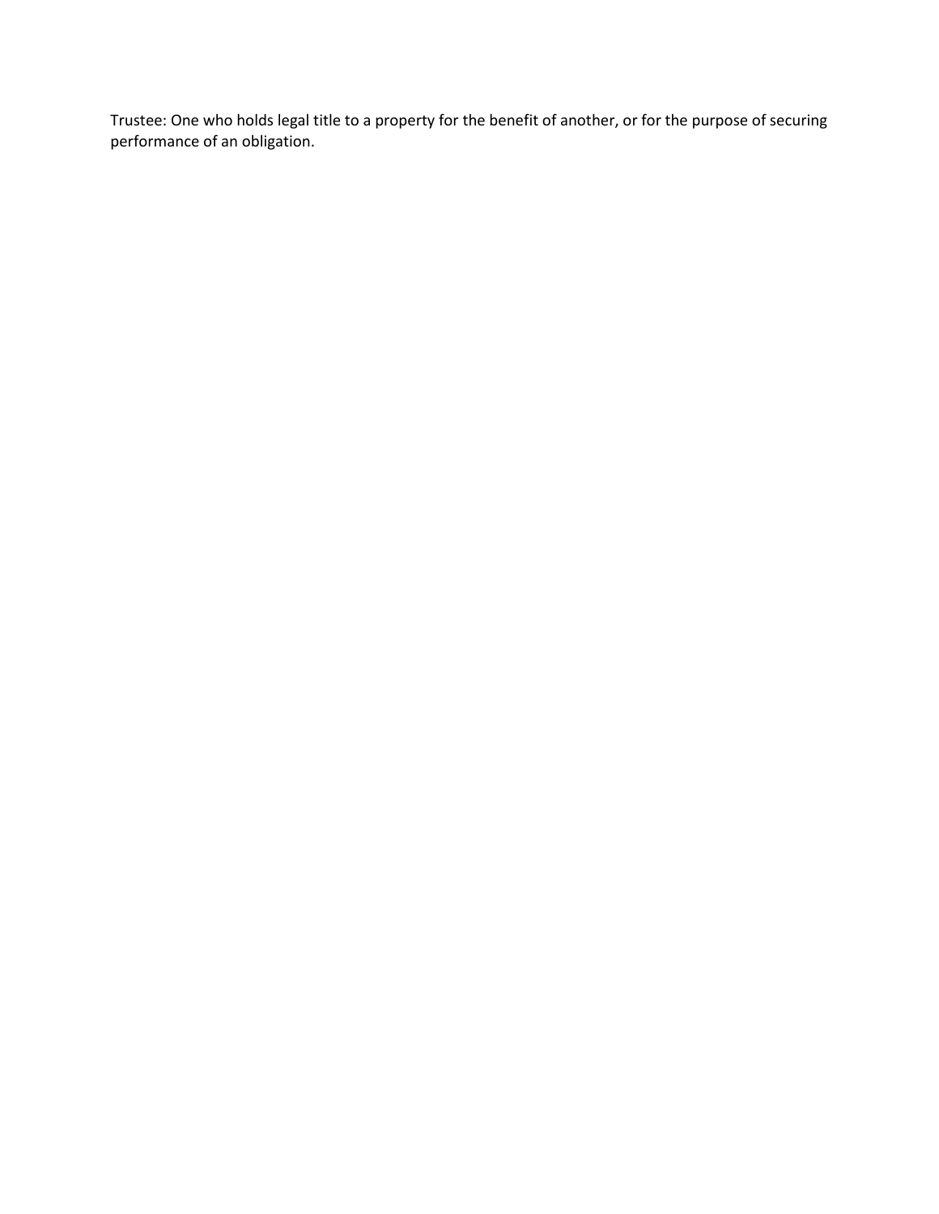Trustee: One who holds legal title to a property for the benefit of another, or for the purpose of securing performance of an obligation.